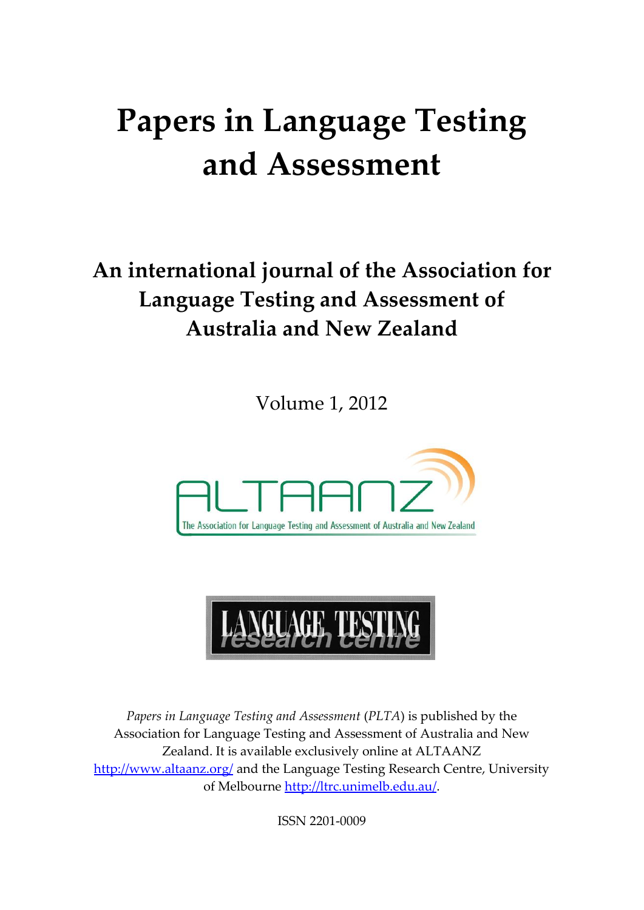# Papers in Language Testing and Assessment

## An international journal of the Association for Language Testing and Assessment of Australia and New Zealand

Volume 1, 2012

*Papers in Language Testing and Assessment* (*PLTA*) is published by the Association for Language Testing and Assessment of Australia and New Zealand. It is available exclusively online at ALTAANZ http://www.altaanz.org/ and the Language Testing Research Centre, University of Melbourne http://ltrc.unimelb.edu.au/.

ISSN 2201-0009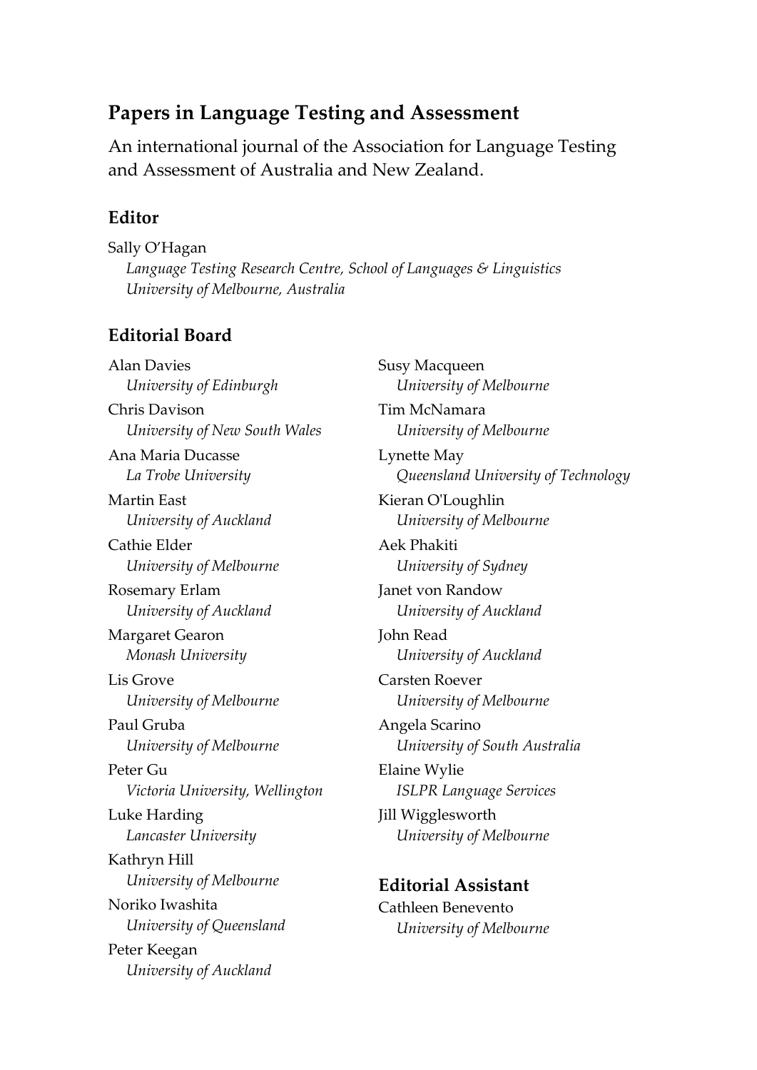## Papers in Language Testing and Assessment

An international journal of the Association for Language Testing and Assessment of Australia and New Zealand.

### Editor

Sally O'Hagan
*Language Testing Research Centre, School of Languages & Linguistics*
*University of Melbourne, Australia*

### Editorial Board

Alan Davies
*University of Edinburgh*

Chris Davison
*University of New South Wales*

Ana Maria Ducasse
*La Trobe University*

Martin East
*University of Auckland*

Cathie Elder
*University of Melbourne*

Rosemary Erlam
*University of Auckland*

Margaret Gearon
*Monash University*

Lis Grove
*University of Melbourne*

Paul Gruba
*University of Melbourne*

Peter Gu
*Victoria University, Wellington*

Luke Harding
*Lancaster University*

Kathryn Hill
*University of Melbourne*

Noriko Iwashita
*University of Queensland*

Peter Keegan
*University of Auckland*

Susy Macqueen
*University of Melbourne*

Tim McNamara
*University of Melbourne*

Lynette May
*Queensland University of Technology*

Kieran O'Loughlin
*University of Melbourne*

Aek Phakiti
*University of Sydney*

Janet von Randow
*University of Auckland*

John Read
*University of Auckland*

Carsten Roever
*University of Melbourne*

Angela Scarino
*University of South Australia*

Elaine Wylie
*ISLPR Language Services*

Jill Wigglesworth
*University of Melbourne*

### Editorial Assistant

Cathleen Benevento
*University of Melbourne*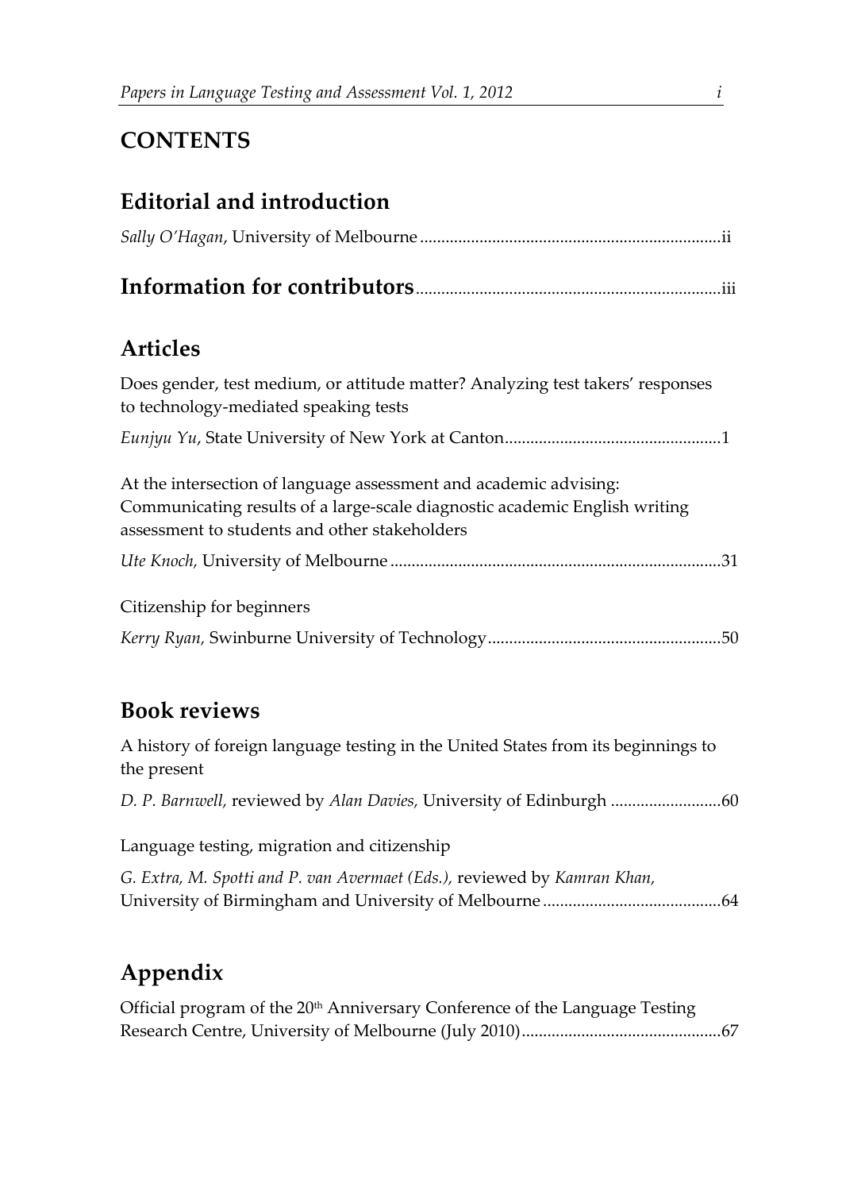# CONTENTS

## Editorial and introduction

*Sally O'Hagan*, University of Melbourne ...................................................................... ii

## Information for contributors ..................................................................... iii

## Articles

Does gender, test medium, or attitude matter? Analyzing test takers' responses to technology-mediated speaking tests

*Eunjyu Yu*, State University of New York at Canton .................................................. 1

At the intersection of language assessment and academic advising: Communicating results of a large-scale diagnostic academic English writing assessment to students and other stakeholders

*Ute Knoch*, University of Melbourne ............................................................................ 31

Citizenship for beginners

*Kerry Ryan*, Swinburne University of Technology ...................................................... 50

## Book reviews

A history of foreign language testing in the United States from its beginnings to the present

*D. P. Barnwell*, reviewed by *Alan Davies*, University of Edinburgh .......................... 60

Language testing, migration and citizenship

*G. Extra, M. Spotti and P. van Avermaet (Eds.)*, reviewed by *Kamran Khan*, University of Birmingham and University of Melbourne .......................................... 64

## Appendix

Official program of the 20th Anniversary Conference of the Language Testing Research Centre, University of Melbourne (July 2010) .............................................. 67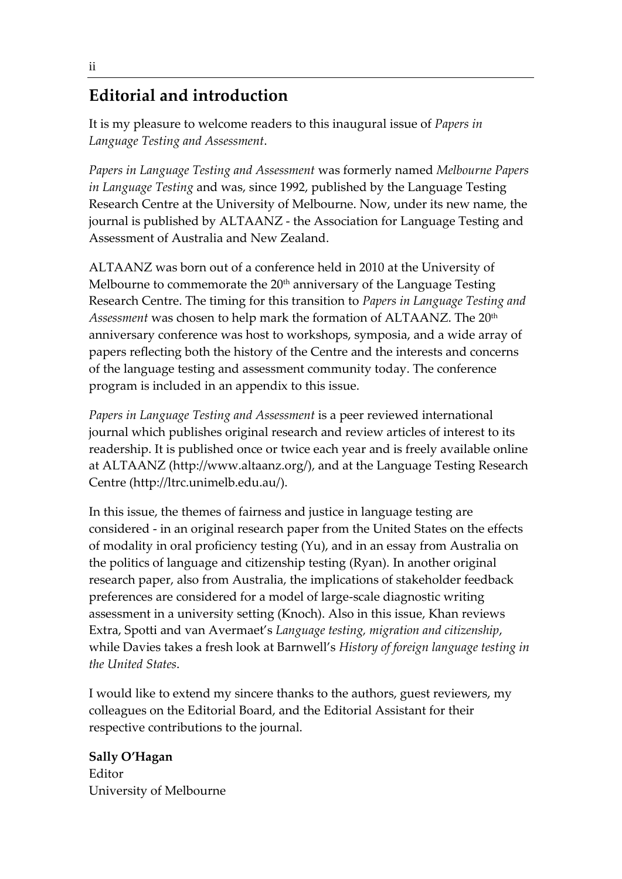## Editorial and introduction

It is my pleasure to welcome readers to this inaugural issue of *Papers in Language Testing and Assessment*.

*Papers in Language Testing and Assessment* was formerly named *Melbourne Papers in Language Testing* and was, since 1992, published by the Language Testing Research Centre at the University of Melbourne. Now, under its new name, the journal is published by ALTAANZ - the Association for Language Testing and Assessment of Australia and New Zealand.

ALTAANZ was born out of a conference held in 2010 at the University of Melbourne to commemorate the 20th anniversary of the Language Testing Research Centre. The timing for this transition to *Papers in Language Testing and Assessment* was chosen to help mark the formation of ALTAANZ. The 20th anniversary conference was host to workshops, symposia, and a wide array of papers reflecting both the history of the Centre and the interests and concerns of the language testing and assessment community today. The conference program is included in an appendix to this issue.

*Papers in Language Testing and Assessment* is a peer reviewed international journal which publishes original research and review articles of interest to its readership. It is published once or twice each year and is freely available online at ALTAANZ (http://www.altaanz.org/), and at the Language Testing Research Centre (http://ltrc.unimelb.edu.au/).

In this issue, the themes of fairness and justice in language testing are considered - in an original research paper from the United States on the effects of modality in oral proficiency testing (Yu), and in an essay from Australia on the politics of language and citizenship testing (Ryan). In another original research paper, also from Australia, the implications of stakeholder feedback preferences are considered for a model of large-scale diagnostic writing assessment in a university setting (Knoch). Also in this issue, Khan reviews Extra, Spotti and van Avermaet's *Language testing, migration and citizenship*, while Davies takes a fresh look at Barnwell's *History of foreign language testing in the United States*.

I would like to extend my sincere thanks to the authors, guest reviewers, my colleagues on the Editorial Board, and the Editorial Assistant for their respective contributions to the journal.

**Sally O'Hagan**  
Editor  
University of Melbourne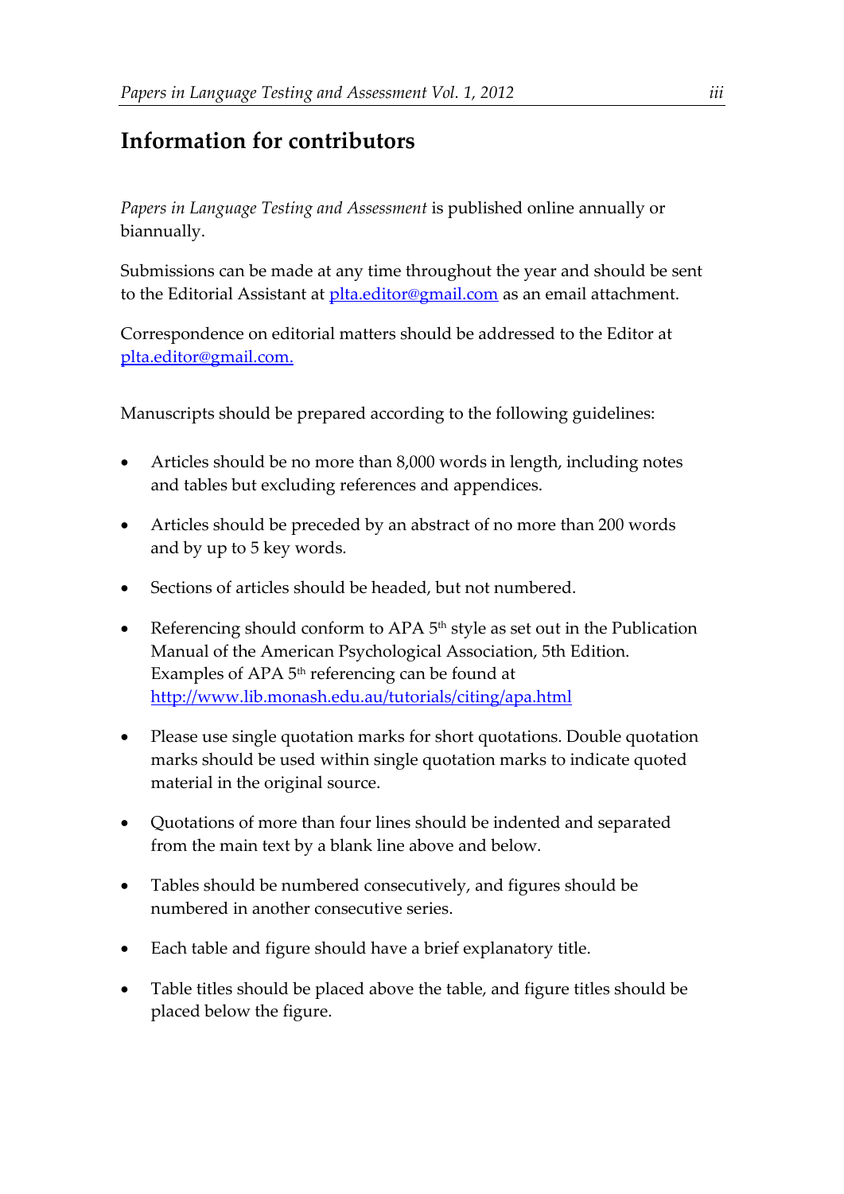## Information for contributors

*Papers in Language Testing and Assessment* is published online annually or biannually.

Submissions can be made at any time throughout the year and should be sent to the Editorial Assistant at plta.editor@gmail.com as an email attachment.

Correspondence on editorial matters should be addressed to the Editor at plta.editor@gmail.com.

Manuscripts should be prepared according to the following guidelines:

- Articles should be no more than 8,000 words in length, including notes and tables but excluding references and appendices.
- Articles should be preceded by an abstract of no more than 200 words and by up to 5 key words.
- Sections of articles should be headed, but not numbered.
- Referencing should conform to APA 5th style as set out in the Publication Manual of the American Psychological Association, 5th Edition. Examples of APA 5th referencing can be found at http://www.lib.monash.edu.au/tutorials/citing/apa.html
- Please use single quotation marks for short quotations. Double quotation marks should be used within single quotation marks to indicate quoted material in the original source.
- Quotations of more than four lines should be indented and separated from the main text by a blank line above and below.
- Tables should be numbered consecutively, and figures should be numbered in another consecutive series.
- Each table and figure should have a brief explanatory title.
- Table titles should be placed above the table, and figure titles should be placed below the figure.